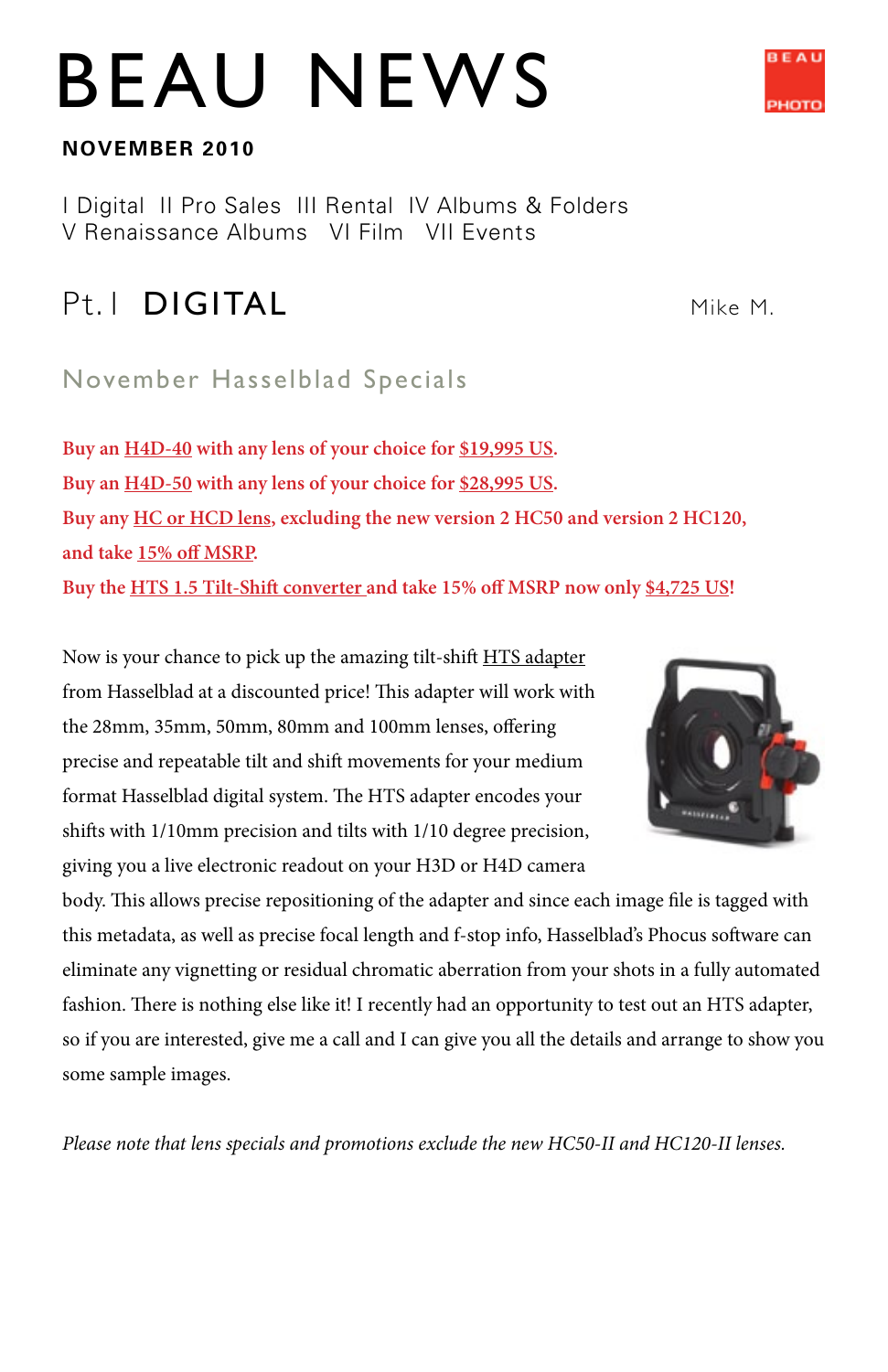# BEAU NEWS

**NOVEMBER 2010**

I Digital II Pro Sales III Rental IV Albums & Folders
V Renaissance Albums VI Film VII Events

## Pt. I DIGITAL

Mike M.

### November Hasselblad Specials

**Buy an H4D-40 with any lens of your choice for $19,995 US.**
**Buy an H4D-50 with any lens of your choice for $28,995 US.**
**Buy any HC or HCD lens, excluding the new version 2 HC50 and version 2 HC120, and take 15% off MSRP.**
**Buy the HTS 1.5 Tilt-Shift converter and take 15% off MSRP now only $4,725 US!**

Now is your chance to pick up the amazing tilt-shift HTS adapter from Hasselblad at a discounted price! This adapter will work with the 28mm, 35mm, 50mm, 80mm and 100mm lenses, offering precise and repeatable tilt and shift movements for your medium format Hasselblad digital system. The HTS adapter encodes your shifts with 1/10mm precision and tilts with 1/10 degree precision, giving you a live electronic readout on your H3D or H4D camera body. This allows precise repositioning of the adapter and since each image file is tagged with this metadata, as well as precise focal length and f-stop info, Hasselblad's Phocus software can eliminate any vignetting or residual chromatic aberration from your shots in a fully automated fashion. There is nothing else like it! I recently had an opportunity to test out an HTS adapter, so if you are interested, give me a call and I can give you all the details and arrange to show you some sample images.

*Please note that lens specials and promotions exclude the new HC50-II and HC120-II lenses.*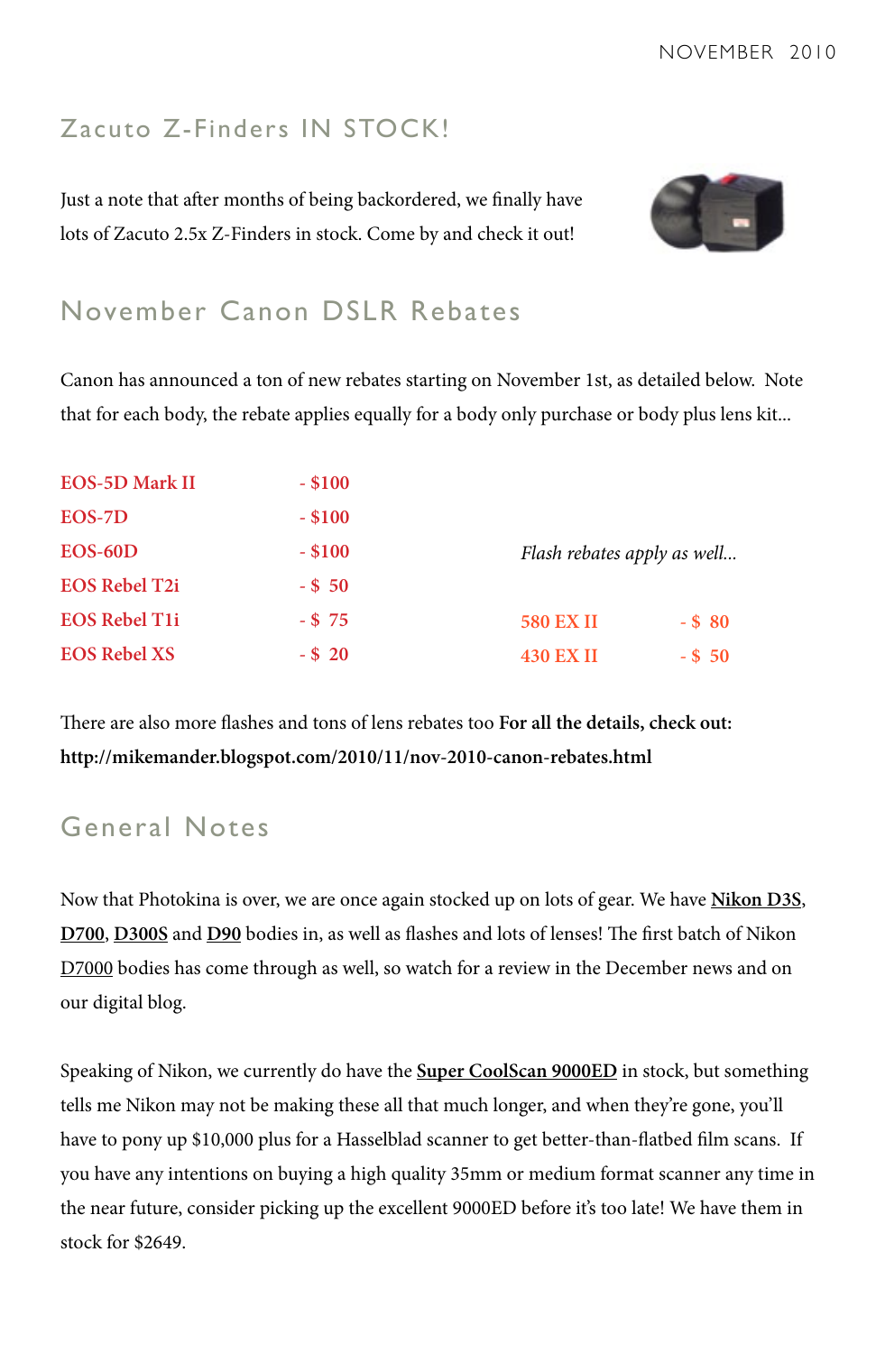## Zacuto Z-Finders IN STOCK!

Just a note that after months of being backordered, we finally have lots of Zacuto 2.5x Z-Finders in stock. Come by and check it out!

## November Canon DSLR Rebates

Canon has announced a ton of new rebates starting on November 1st, as detailed below. Note that for each body, the rebate applies equally for a body only purchase or body plus lens kit...

| | |
|---|---|
| **EOS-5D Mark II** | **- $100** |
| **EOS-7D** | **- $100** |
| **EOS-60D** | **- $100** |
| **EOS Rebel T2i** | **- $ 50** |
| **EOS Rebel T1i** | **- $ 75** |
| **EOS Rebel XS** | **- $ 20** |

*Flash rebates apply as well...*

| | |
|---|---|
| **580 EX II** | **- $ 80** |
| **430 EX II** | **- $ 50** |

There are also more flashes and tons of lens rebates too **For all the details, check out: http://mikemander.blogspot.com/2010/11/nov-2010-canon-rebates.html**

## General Notes

Now that Photokina is over, we are once again stocked up on lots of gear. We have **Nikon D3S**, **D700**, **D300S** and **D90** bodies in, as well as flashes and lots of lenses! The first batch of Nikon D7000 bodies has come through as well, so watch for a review in the December news and on our digital blog.

Speaking of Nikon, we currently do have the **Super CoolScan 9000ED** in stock, but something tells me Nikon may not be making these all that much longer, and when they're gone, you'll have to pony up $10,000 plus for a Hasselblad scanner to get better-than-flatbed film scans. If you have any intentions on buying a high quality 35mm or medium format scanner any time in the near future, consider picking up the excellent 9000ED before it's too late! We have them in stock for $2649.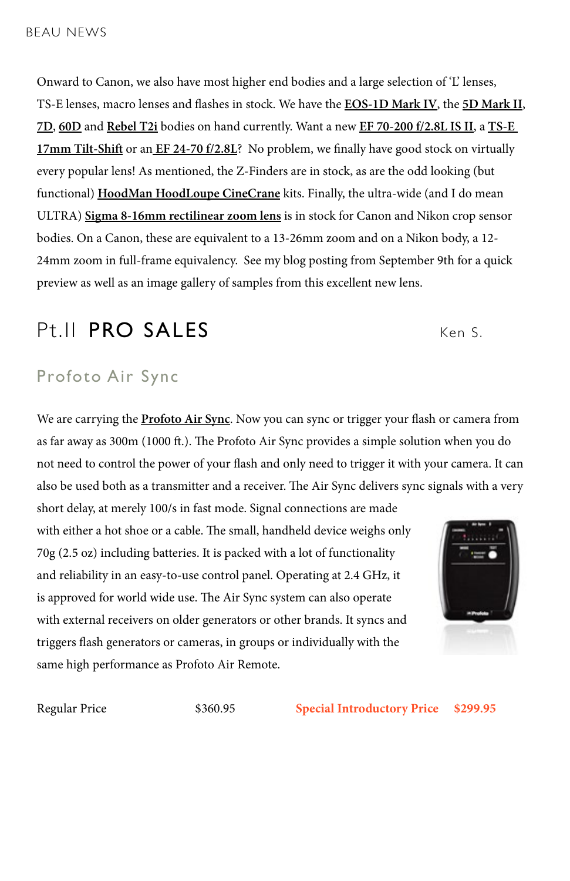Onward to Canon, we also have most higher end bodies and a large selection of 'L' lenses, TS-E lenses, macro lenses and flashes in stock. We have the **EOS-1D Mark IV**, the **5D Mark II**, **7D**, **60D** and **Rebel T2i** bodies on hand currently. Want a new **EF 70-200 f/2.8L IS II**, a **TS-E 17mm Tilt-Shift** or an **EF 24-70 f/2.8L**? No problem, we finally have good stock on virtually every popular lens! As mentioned, the Z-Finders are in stock, as are the odd looking (but functional) **HoodMan HoodLoupe CineCrane** kits. Finally, the ultra-wide (and I do mean ULTRA) **Sigma 8-16mm rectilinear zoom lens** is in stock for Canon and Nikon crop sensor bodies. On a Canon, these are equivalent to a 13-26mm zoom and on a Nikon body, a 12-24mm zoom in full-frame equivalency. See my blog posting from September 9th for a quick preview as well as an image gallery of samples from this excellent new lens.

## Pt.II PRO SALES

Ken S.

### Profoto Air Sync

We are carrying the **Profoto Air Sync**. Now you can sync or trigger your flash or camera from as far away as 300m (1000 ft.). The Profoto Air Sync provides a simple solution when you do not need to control the power of your flash and only need to trigger it with your camera. It can also be used both as a transmitter and a receiver. The Air Sync delivers sync signals with a very short delay, at merely 100/s in fast mode. Signal connections are made with either a hot shoe or a cable. The small, handheld device weighs only 70g (2.5 oz) including batteries. It is packed with a lot of functionality and reliability in an easy-to-use control panel. Operating at 2.4 GHz, it is approved for world wide use. The Air Sync system can also operate with external receivers on older generators or other brands. It syncs and triggers flash generators or cameras, in groups or individually with the same high performance as Profoto Air Remote.

Regular Price $360.95 **Special Introductory Price $299.95**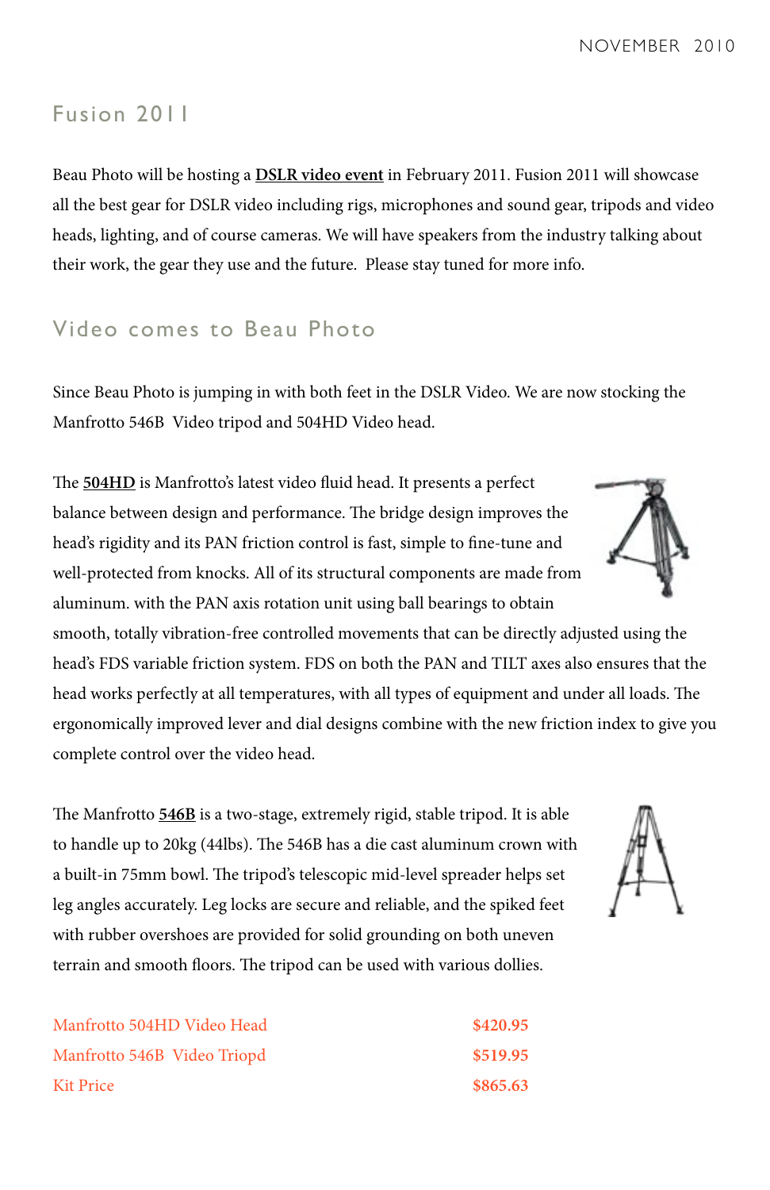## Fusion 2011

Beau Photo will be hosting a **DSLR video event** in February 2011. Fusion 2011 will showcase all the best gear for DSLR video including rigs, microphones and sound gear, tripods and video heads, lighting, and of course cameras. We will have speakers from the industry talking about their work, the gear they use and the future. Please stay tuned for more info.

## Video comes to Beau Photo

Since Beau Photo is jumping in with both feet in the DSLR Video. We are now stocking the Manfrotto 546B Video tripod and 504HD Video head.

The **504HD** is Manfrotto's latest video fluid head. It presents a perfect balance between design and performance. The bridge design improves the head's rigidity and its PAN friction control is fast, simple to fine-tune and well-protected from knocks. All of its structural components are made from aluminum. with the PAN axis rotation unit using ball bearings to obtain smooth, totally vibration-free controlled movements that can be directly adjusted using the head's FDS variable friction system. FDS on both the PAN and TILT axes also ensures that the head works perfectly at all temperatures, with all types of equipment and under all loads. The ergonomically improved lever and dial designs combine with the new friction index to give you complete control over the video head.

The Manfrotto **546B** is a two-stage, extremely rigid, stable tripod. It is able to handle up to 20kg (44lbs). The 546B has a die cast aluminum crown with a built-in 75mm bowl. The tripod's telescopic mid-level spreader helps set leg angles accurately. Leg locks are secure and reliable, and the spiked feet with rubber overshoes are provided for solid grounding on both uneven terrain and smooth floors. The tripod can be used with various dollies.

| | |
|---|---|
| Manfrotto 504HD Video Head | **$420.95** |
| Manfrotto 546B Video Triopd | **$519.95** |
| Kit Price | **$865.63** |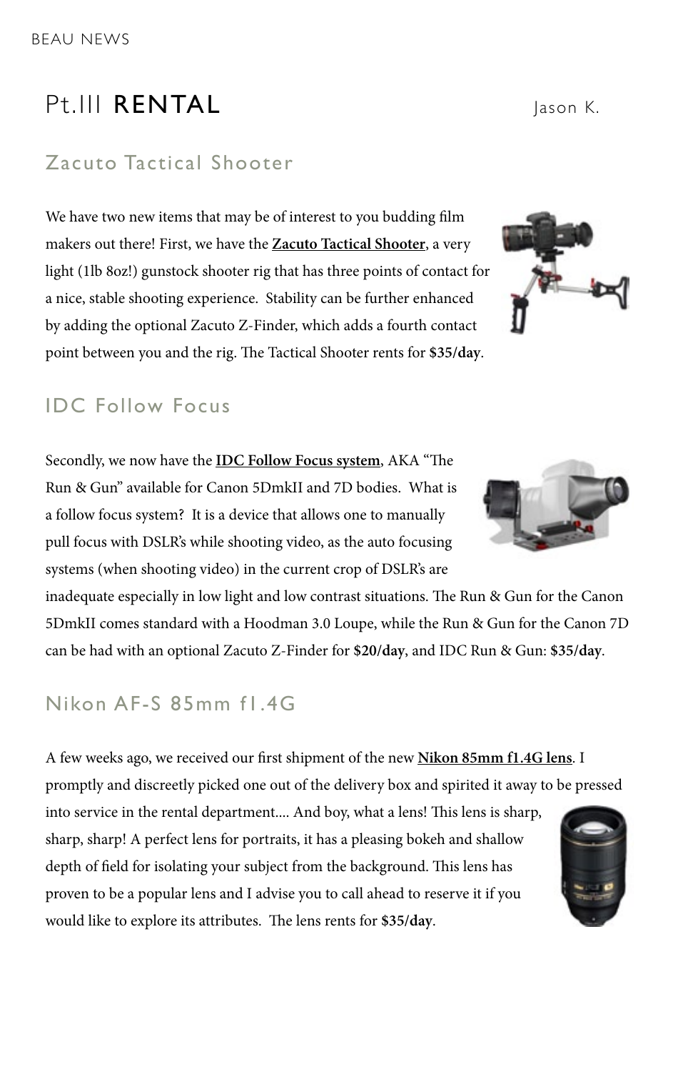# Pt.III RENTAL

Jason K.

## Zacuto Tactical Shooter

We have two new items that may be of interest to you budding film makers out there! First, we have the **Zacuto Tactical Shooter**, a very light (1lb 8oz!) gunstock shooter rig that has three points of contact for a nice, stable shooting experience. Stability can be further enhanced by adding the optional Zacuto Z-Finder, which adds a fourth contact point between you and the rig. The Tactical Shooter rents for **$35/day**.

## IDC Follow Focus

Secondly, we now have the **IDC Follow Focus system**, AKA "The Run & Gun" available for Canon 5DmkII and 7D bodies. What is a follow focus system? It is a device that allows one to manually pull focus with DSLR's while shooting video, as the auto focusing systems (when shooting video) in the current crop of DSLR's are inadequate especially in low light and low contrast situations. The Run & Gun for the Canon 5DmkII comes standard with a Hoodman 3.0 Loupe, while the Run & Gun for the Canon 7D can be had with an optional Zacuto Z-Finder for **$20/day**, and IDC Run & Gun: **$35/day**.

## Nikon AF-S 85mm f1.4G

A few weeks ago, we received our first shipment of the new **Nikon 85mm f1.4G lens**. I promptly and discreetly picked one out of the delivery box and spirited it away to be pressed into service in the rental department.... And boy, what a lens! This lens is sharp, sharp, sharp! A perfect lens for portraits, it has a pleasing bokeh and shallow depth of field for isolating your subject from the background. This lens has proven to be a popular lens and I advise you to call ahead to reserve it if you would like to explore its attributes. The lens rents for **$35/day**.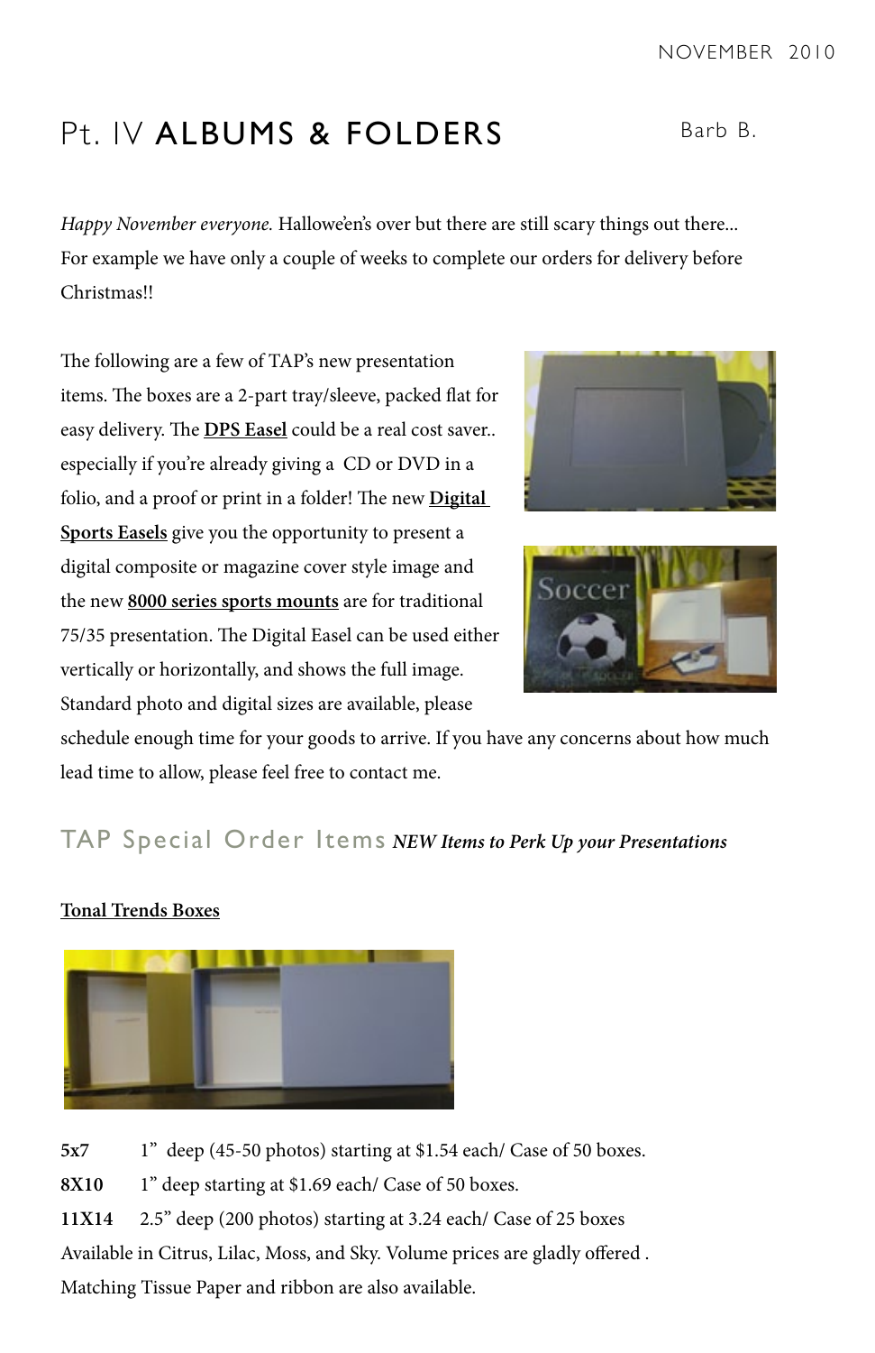# Pt. IV ALBUMS & FOLDERS

Barb B.

*Happy November everyone.* Hallowe'en's over but there are still scary things out there... For example we have only a couple of weeks to complete our orders for delivery before Christmas!!

The following are a few of TAP's new presentation items. The boxes are a 2-part tray/sleeve, packed flat for easy delivery. The **DPS Easel** could be a real cost saver.. especially if you're already giving a CD or DVD in a folio, and a proof or print in a folder! The new **Digital Sports Easels** give you the opportunity to present a digital composite or magazine cover style image and the new **8000 series sports mounts** are for traditional 75/35 presentation. The Digital Easel can be used either vertically or horizontally, and shows the full image. Standard photo and digital sizes are available, please schedule enough time for your goods to arrive. If you have any concerns about how much lead time to allow, please feel free to contact me.

## TAP Special Order Items *NEW Items to Perk Up your Presentations*

**Tonal Trends Boxes**

**5x7** 1" deep (45-50 photos) starting at $1.54 each/ Case of 50 boxes.

**8X10** 1" deep starting at $1.69 each/ Case of 50 boxes.

**11X14** 2.5" deep (200 photos) starting at 3.24 each/ Case of 25 boxes

Available in Citrus, Lilac, Moss, and Sky. Volume prices are gladly offered .

Matching Tissue Paper and ribbon are also available.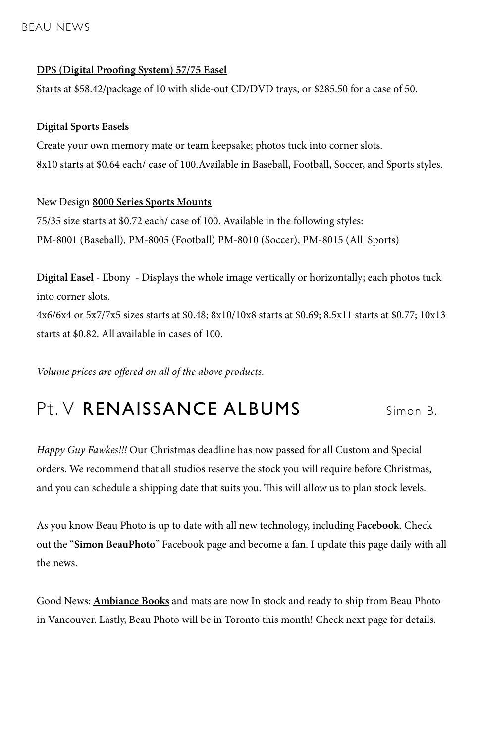**DPS (Digital Proofing System) 57/75 Easel**

Starts at $58.42/package of 10 with slide-out CD/DVD trays, or $285.50 for a case of 50.

**Digital Sports Easels**

Create your own memory mate or team keepsake; photos tuck into corner slots.
8x10 starts at $0.64 each/ case of 100.Available in Baseball, Football, Soccer, and Sports styles.

New Design **8000 Series Sports Mounts**

75/35 size starts at $0.72 each/ case of 100. Available in the following styles:
PM-8001 (Baseball), PM-8005 (Football) PM-8010 (Soccer), PM-8015 (All Sports)

**Digital Easel** - Ebony - Displays the whole image vertically or horizontally; each photos tuck into corner slots.
4x6/6x4 or 5x7/7x5 sizes starts at $0.48; 8x10/10x8 starts at $0.69; 8.5x11 starts at $0.77; 10x13 starts at $0.82. All available in cases of 100.

*Volume prices are offered on all of the above products.*

## Pt. V RENAISSANCE ALBUMS

Simon B.

*Happy Guy Fawkes!!!* Our Christmas deadline has now passed for all Custom and Special orders. We recommend that all studios reserve the stock you will require before Christmas, and you can schedule a shipping date that suits you. This will allow us to plan stock levels.

As you know Beau Photo is up to date with all new technology, including **Facebook**. Check out the "**Simon BeauPhoto**" Facebook page and become a fan. I update this page daily with all the news.

Good News: **Ambiance Books** and mats are now In stock and ready to ship from Beau Photo in Vancouver. Lastly, Beau Photo will be in Toronto this month! Check next page for details.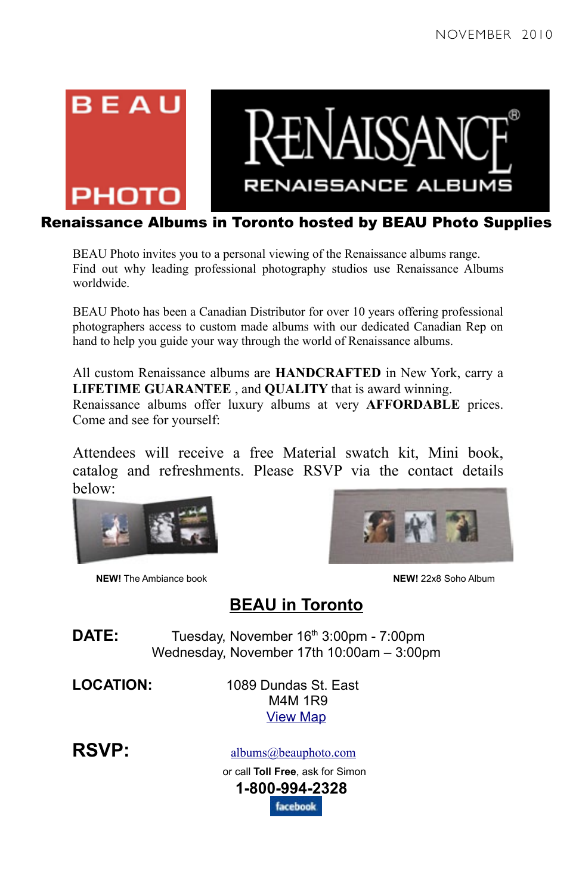NOVEMBER 2010

BEAU PHOTO

RENAISSANCE®
RENAISSANCE ALBUMS

## Renaissance Albums in Toronto hosted by BEAU Photo Supplies

BEAU Photo invites you to a personal viewing of the Renaissance albums range. Find out why leading professional photography studios use Renaissance Albums worldwide.

BEAU Photo has been a Canadian Distributor for over 10 years offering professional photographers access to custom made albums with our dedicated Canadian Rep on hand to help you guide your way through the world of Renaissance albums.

All custom Renaissance albums are **HANDCRAFTED** in New York, carry a **LIFETIME GUARANTEE** , and **QUALITY** that is award winning. Renaissance albums offer luxury albums at very **AFFORDABLE** prices. Come and see for yourself:

Attendees will receive a free Material swatch kit, Mini book, catalog and refreshments. Please RSVP via the contact details below:

**NEW!** The Ambiance book

**NEW!** 22x8 Soho Album

## BEAU in Toronto

**DATE:** Tuesday, November 16th 3:00pm - 7:00pm
Wednesday, November 17th 10:00am – 3:00pm

**LOCATION:** 1089 Dundas St. East
M4M 1R9
View Map

**RSVP:** albums@beauphoto.com

or call **Toll Free**, ask for Simon

**1-800-994-2328**

facebook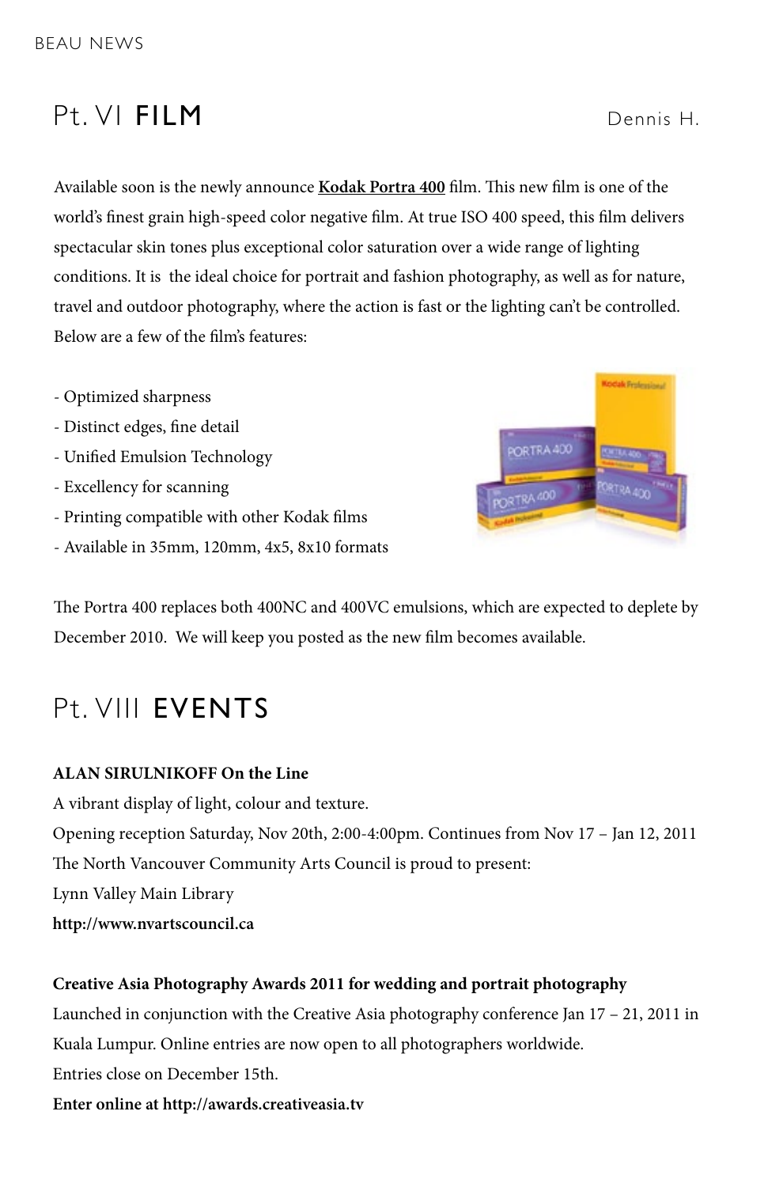## Pt. VI **FILM**

Dennis H.

Available soon is the newly announce **Kodak Portra 400** film. This new film is one of the world's finest grain high-speed color negative film. At true ISO 400 speed, this film delivers spectacular skin tones plus exceptional color saturation over a wide range of lighting conditions. It is the ideal choice for portrait and fashion photography, as well as for nature, travel and outdoor photography, where the action is fast or the lighting can't be controlled. Below are a few of the film's features:

- Optimized sharpness
- Distinct edges, fine detail
- Unified Emulsion Technology
- Excellency for scanning
- Printing compatible with other Kodak films
- Available in 35mm, 120mm, 4x5, 8x10 formats

The Portra 400 replaces both 400NC and 400VC emulsions, which are expected to deplete by December 2010. We will keep you posted as the new film becomes available.

## Pt. VIII **EVENTS**

**ALAN SIRULNIKOFF On the Line**
A vibrant display of light, colour and texture.
Opening reception Saturday, Nov 20th, 2:00-4:00pm. Continues from Nov 17 – Jan 12, 2011
The North Vancouver Community Arts Council is proud to present:
Lynn Valley Main Library
**http://www.nvartscouncil.ca**

**Creative Asia Photography Awards 2011 for wedding and portrait photography**
Launched in conjunction with the Creative Asia photography conference Jan 17 – 21, 2011 in Kuala Lumpur. Online entries are now open to all photographers worldwide.
Entries close on December 15th.
**Enter online at http://awards.creativeasia.tv**